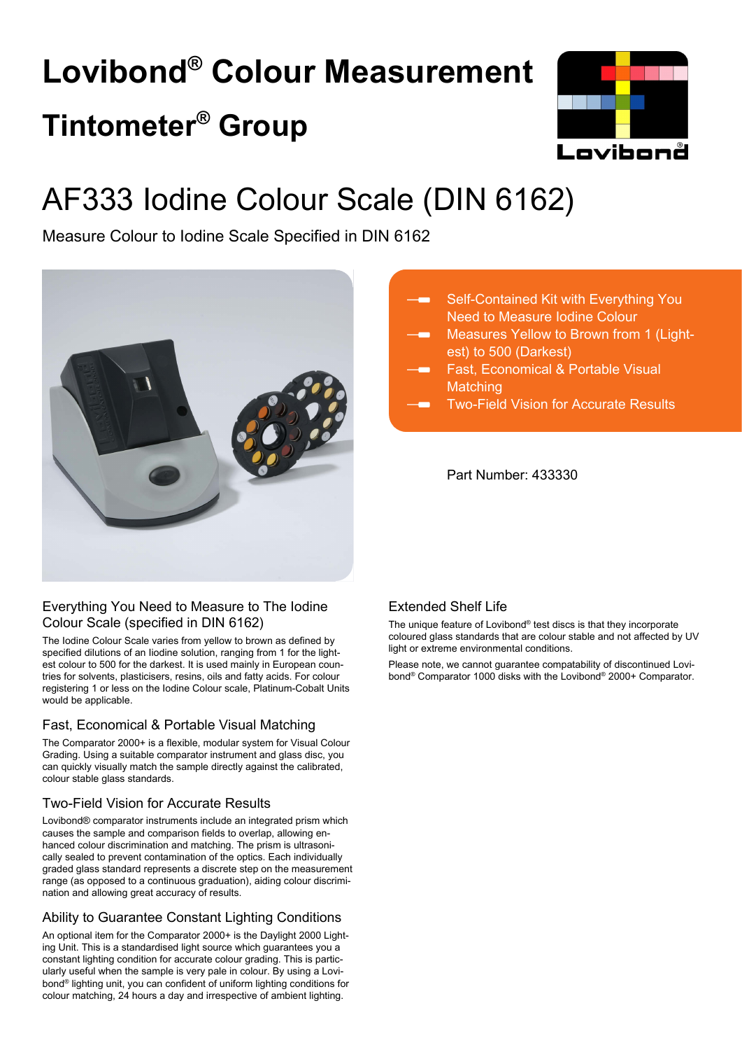# Lovibond® Colour Measurement

## Tintometer® Group

# AF333 Iodine Colour Scale (DIN 6162)

Measure Colour to Iodine Scale Specified in DIN 6162

- Self-Contained Kit with Everything You Need to Measure Iodine Colour
- Measures Yellow to Brown from 1 (Lightest) to 500 (Darkest)
- Fast, Economical & Portable Visual Matching
- Two-Field Vision for Accurate Results

Part Number: 433330

### Everything You Need to Measure to The Iodine Colour Scale (specified in DIN 6162)

The Iodine Colour Scale varies from yellow to brown as defined by specified dilutions of an Iodine solution, ranging from 1 for the lightest colour to 500 for the darkest. It is used mainly in European countries for solvents, plasticisers, resins, oils and fatty acids. For colour registering 1 or less on the Iodine Colour scale, Platinum-Cobalt Units would be applicable.

### Fast, Economical & Portable Visual Matching

The Comparator 2000+ is a flexible, modular system for Visual Colour Grading. Using a suitable comparator instrument and glass disc, you can quickly visually match the sample directly against the calibrated, colour stable glass standards.

### Two-Field Vision for Accurate Results

Lovibond® comparator instruments include an integrated prism which causes the sample and comparison fields to overlap, allowing enhanced colour discrimination and matching. The prism is ultrasonically sealed to prevent contamination of the optics. Each individually graded glass standard represents a discrete step on the measurement range (as opposed to a continuous graduation), aiding colour discrimination and allowing great accuracy of results.

### Ability to Guarantee Constant Lighting Conditions

An optional item for the Comparator 2000+ is the Daylight 2000 Lighting Unit. This is a standardised light source which guarantees you a constant lighting condition for accurate colour grading. This is particularly useful when the sample is very pale in colour. By using a Lovibond® lighting unit, you can confident of uniform lighting conditions for colour matching, 24 hours a day and irrespective of ambient lighting.

### Extended Shelf Life

The unique feature of Lovibond® test discs is that they incorporate coloured glass standards that are colour stable and not affected by UV light or extreme environmental conditions.

Please note, we cannot guarantee compatability of discontinued Lovibond® Comparator 1000 disks with the Lovibond® 2000+ Comparator.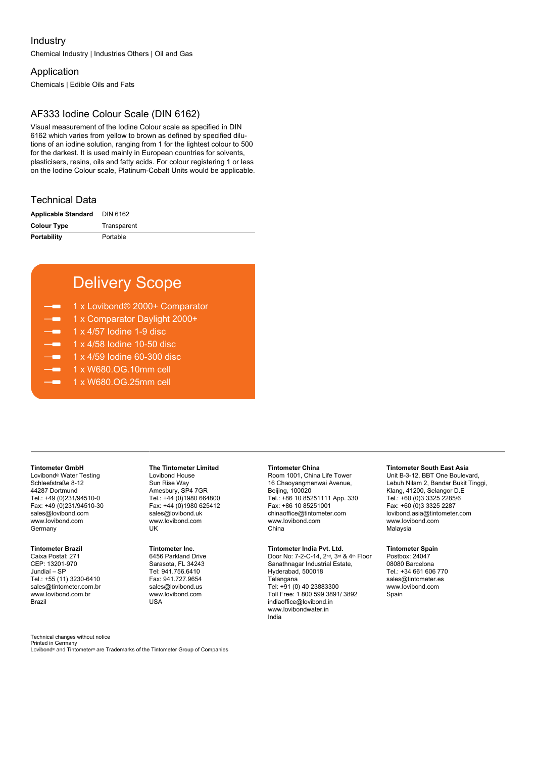## Industry

Chemical Industry | Industries Others | Oil and Gas

## Application

Chemicals | Edible Oils and Fats

## AF333 Iodine Colour Scale (DIN 6162)

Visual measurement of the Iodine Colour scale as specified in DIN 6162 which varies from yellow to brown as defined by specified dilutions of an iodine solution, ranging from 1 for the lightest colour to 500 for the darkest. It is used mainly in European countries for solvents, plasticisers, resins, oils and fatty acids. For colour registering 1 or less on the Iodine Colour scale, Platinum-Cobalt Units would be applicable.

## Technical Data

| | |
|---|---|
| **Applicable Standard** | DIN 6162 |
| **Colour Type** | Transparent |
| **Portability** | Portable |

## Delivery Scope

- 1 x Lovibond® 2000+ Comparator
- 1 x Comparator Daylight 2000+
- 1 x 4/57 Iodine 1-9 disc
- 1 x 4/58 Iodine 10-50 disc
- 1 x 4/59 Iodine 60-300 disc
- 1 x W680.OG.10mm cell
- 1 x W680.OG.25mm cell

**Tintometer GmbH**
Lovibond® Water Testing
Schleefstraße 8-12
44287 Dortmund
Tel.: +49 (0)231/94510-0
Fax: +49 (0)231/94510-30
sales@lovibond.com
www.lovibond.com
Germany

**The Tintometer Limited**
Lovibond House
Sun Rise Way
Amesbury, SP4 7GR
Tel.: +44 (0)1980 664800
Fax: +44 (0)1980 625412
sales@lovibond.uk
www.lovibond.com
UK

**Tintometer China**
Room 1001, China Life Tower
16 Chaoyangmenwai Avenue,
Beijing, 100020
Tel.: +86 10 85251111 App. 330
Fax: +86 10 85251001
chinaoffice@tintometer.com
www.lovibond.com
China

**Tintometer South East Asia**
Unit B-3-12, BBT One Boulevard,
Lebuh Nilam 2, Bandar Bukit Tinggi,
Klang, 41200, Selangor D.E
Tel.: +60 (0)3 3325 2285/6
Fax: +60 (0)3 3325 2287
lovibond.asia@tintometer.com
www.lovibond.com
Malaysia

**Tintometer Brazil**
Caixa Postal: 271
CEP: 13201-970
Jundiaí – SP
Tel.: +55 (11) 3230-6410
sales@tintometer.com.br
www.lovibond.com.br
Brazil

**Tintometer Inc.**
6456 Parkland Drive
Sarasota, FL 34243
Tel: 941.756.6410
Fax: 941.727.9654
sales@lovibond.us
www.lovibond.com
USA

**Tintometer India Pvt. Ltd.**
Door No: 7-2-C-14, 2nd, 3rd & 4th Floor
Sanathnagar Industrial Estate,
Hyderabad, 500018
Telangana
Tel: +91 (0) 40 23883300
Toll Free: 1 800 599 3891/ 3892
indiaoffice@lovibond.in
www.lovibondwater.in
India

**Tintometer Spain**
Postbox: 24047
08080 Barcelona
Tel.: +34 661 606 770
sales@tintometer.es
www.lovibond.com
Spain

Technical changes without notice
Printed in Germany
Lovibond® and Tintometer® are Trademarks of the Tintometer Group of Companies